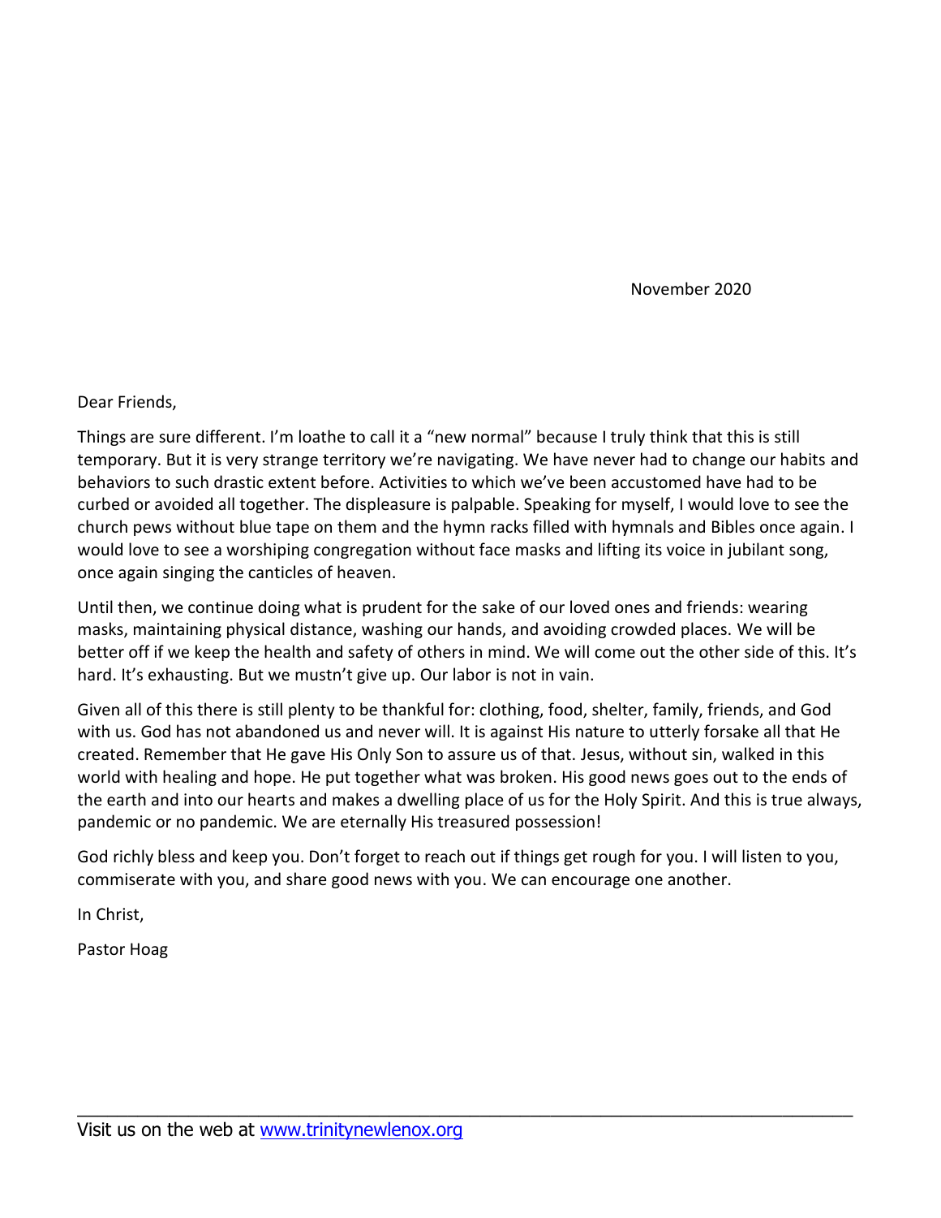November 2020

Dear Friends,

Things are sure different. I'm loathe to call it a "new normal" because I truly think that this is still temporary. But it is very strange territory we're navigating. We have never had to change our habits and behaviors to such drastic extent before. Activities to which we've been accustomed have had to be curbed or avoided all together. The displeasure is palpable. Speaking for myself, I would love to see the church pews without blue tape on them and the hymn racks filled with hymnals and Bibles once again. I would love to see a worshiping congregation without face masks and lifting its voice in jubilant song, once again singing the canticles of heaven.

Until then, we continue doing what is prudent for the sake of our loved ones and friends: wearing masks, maintaining physical distance, washing our hands, and avoiding crowded places. We will be better off if we keep the health and safety of others in mind. We will come out the other side of this. It's hard. It's exhausting. But we mustn't give up. Our labor is not in vain.

Given all of this there is still plenty to be thankful for: clothing, food, shelter, family, friends, and God with us. God has not abandoned us and never will. It is against His nature to utterly forsake all that He created. Remember that He gave His Only Son to assure us of that. Jesus, without sin, walked in this world with healing and hope. He put together what was broken. His good news goes out to the ends of the earth and into our hearts and makes a dwelling place of us for the Holy Spirit. And this is true always, pandemic or no pandemic. We are eternally His treasured possession!

God richly bless and keep you. Don't forget to reach out if things get rough for you. I will listen to you, commiserate with you, and share good news with you. We can encourage one another.

In Christ,

Pastor Hoag

Visit us on the web at [www.trinitynewlenox.org](http://www.trinitynewlenox.org)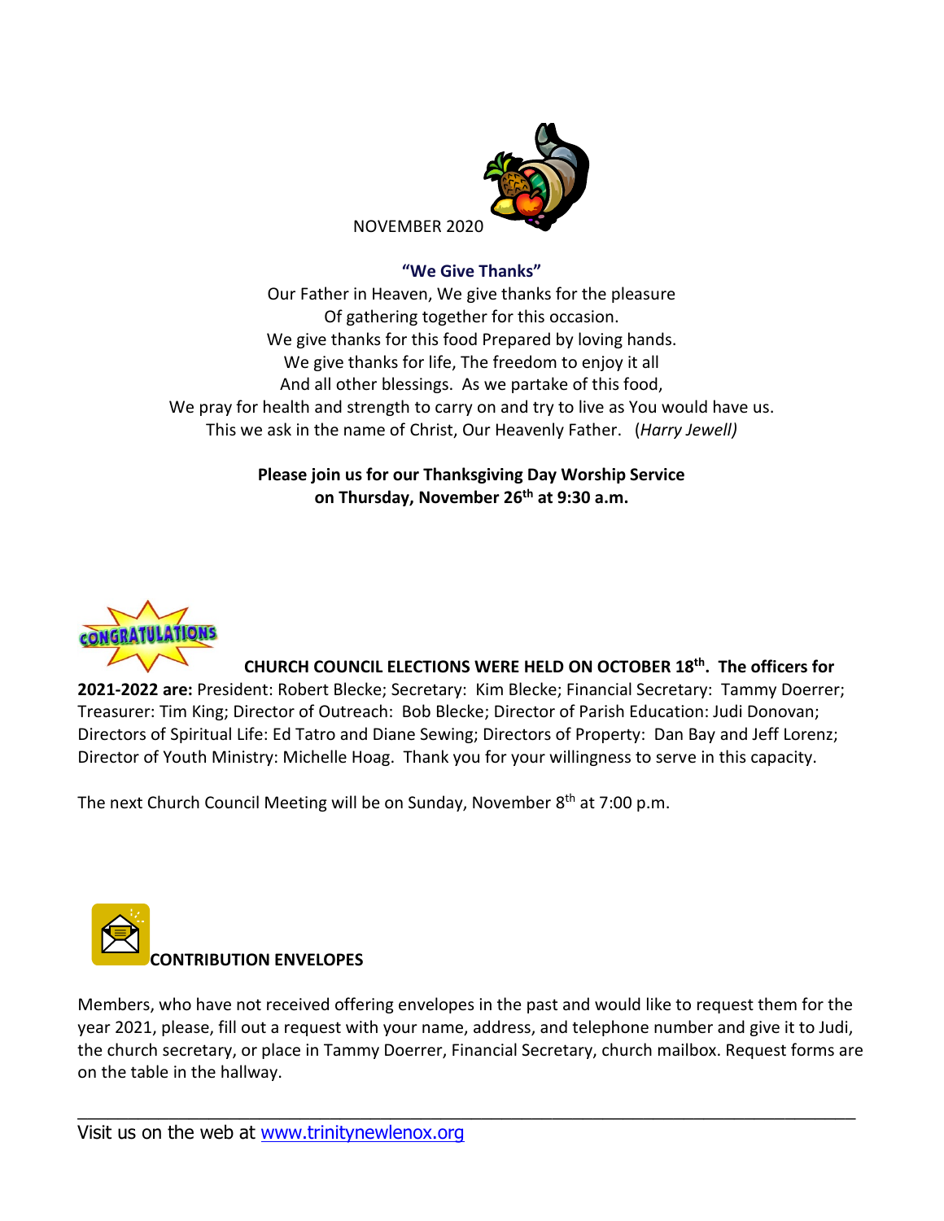NOVEMBER 2020

**"We Give Thanks"**

Our Father in Heaven, We give thanks for the pleasure
Of gathering together for this occasion.
We give thanks for this food Prepared by loving hands.
We give thanks for life, The freedom to enjoy it all
And all other blessings. As we partake of this food,
We pray for health and strength to carry on and try to live as You would have us.
This we ask in the name of Christ, Our Heavenly Father. (*Harry Jewell)*

**Please join us for our Thanksgiving Day Worship Service on Thursday, November 26th at 9:30 a.m.**

**CHURCH COUNCIL ELECTIONS WERE HELD ON OCTOBER 18th. The officers for 2021-2022 are:** President: Robert Blecke; Secretary: Kim Blecke; Financial Secretary: Tammy Doerrer; Treasurer: Tim King; Director of Outreach: Bob Blecke; Director of Parish Education: Judi Donovan; Directors of Spiritual Life: Ed Tatro and Diane Sewing; Directors of Property: Dan Bay and Jeff Lorenz; Director of Youth Ministry: Michelle Hoag. Thank you for your willingness to serve in this capacity.

The next Church Council Meeting will be on Sunday, November 8th at 7:00 p.m.

**CONTRIBUTION ENVELOPES**

Members, who have not received offering envelopes in the past and would like to request them for the year 2021, please, fill out a request with your name, address, and telephone number and give it to Judi, the church secretary, or place in Tammy Doerrer, Financial Secretary, church mailbox. Request forms are on the table in the hallway.

---

Visit us on the web at [www.trinitynewlenox.org](http://www.trinitynewlenox.org)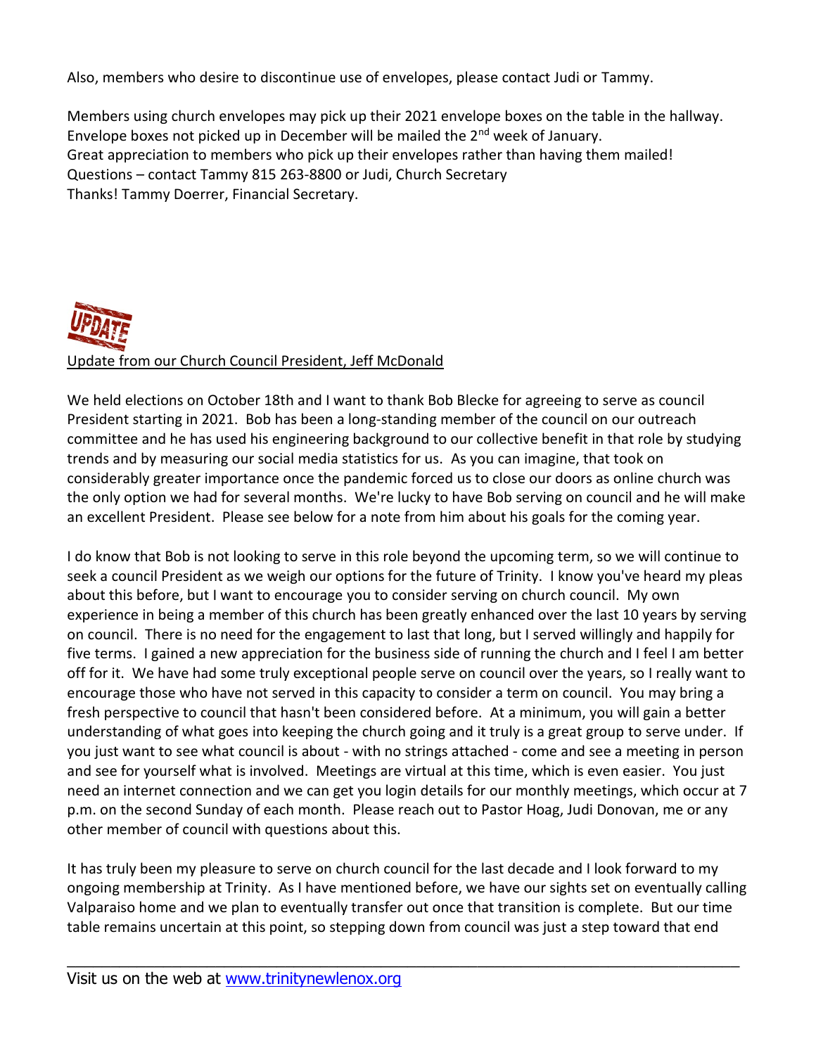Also, members who desire to discontinue use of envelopes, please contact Judi or Tammy.

Members using church envelopes may pick up their 2021 envelope boxes on the table in the hallway.
Envelope boxes not picked up in December will be mailed the 2nd week of January.
Great appreciation to members who pick up their envelopes rather than having them mailed!
Questions – contact Tammy 815 263-8800 or Judi, Church Secretary
Thanks! Tammy Doerrer, Financial Secretary.

UPDATE

Update from our Church Council President, Jeff McDonald

We held elections on October 18th and I want to thank Bob Blecke for agreeing to serve as council President starting in 2021. Bob has been a long-standing member of the council on our outreach committee and he has used his engineering background to our collective benefit in that role by studying trends and by measuring our social media statistics for us. As you can imagine, that took on considerably greater importance once the pandemic forced us to close our doors as online church was the only option we had for several months. We're lucky to have Bob serving on council and he will make an excellent President. Please see below for a note from him about his goals for the coming year.

I do know that Bob is not looking to serve in this role beyond the upcoming term, so we will continue to seek a council President as we weigh our options for the future of Trinity. I know you've heard my pleas about this before, but I want to encourage you to consider serving on church council. My own experience in being a member of this church has been greatly enhanced over the last 10 years by serving on council. There is no need for the engagement to last that long, but I served willingly and happily for five terms. I gained a new appreciation for the business side of running the church and I feel I am better off for it. We have had some truly exceptional people serve on council over the years, so I really want to encourage those who have not served in this capacity to consider a term on council. You may bring a fresh perspective to council that hasn't been considered before. At a minimum, you will gain a better understanding of what goes into keeping the church going and it truly is a great group to serve under. If you just want to see what council is about - with no strings attached - come and see a meeting in person and see for yourself what is involved. Meetings are virtual at this time, which is even easier. You just need an internet connection and we can get you login details for our monthly meetings, which occur at 7 p.m. on the second Sunday of each month. Please reach out to Pastor Hoag, Judi Donovan, me or any other member of council with questions about this.

It has truly been my pleasure to serve on church council for the last decade and I look forward to my ongoing membership at Trinity. As I have mentioned before, we have our sights set on eventually calling Valparaiso home and we plan to eventually transfer out once that transition is complete. But our time table remains uncertain at this point, so stepping down from council was just a step toward that end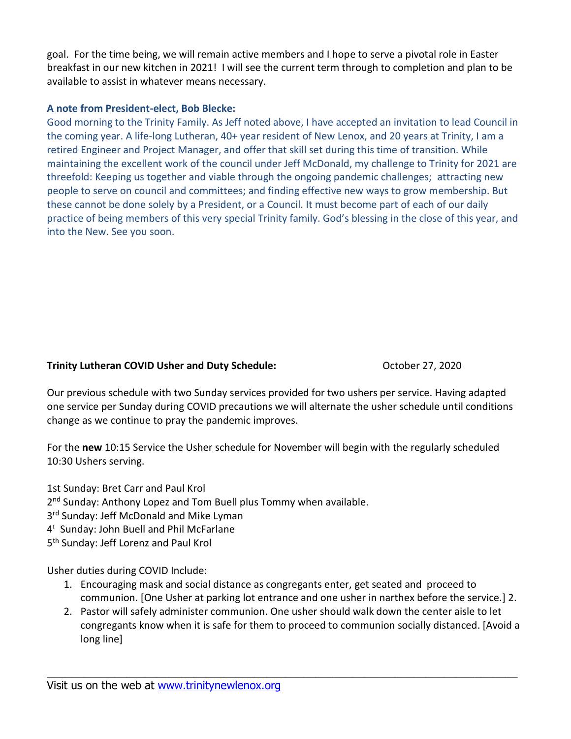goal. For the time being, we will remain active members and I hope to serve a pivotal role in Easter breakfast in our new kitchen in 2021! I will see the current term through to completion and plan to be available to assist in whatever means necessary.

**A note from President-elect, Bob Blecke:**

Good morning to the Trinity Family. As Jeff noted above, I have accepted an invitation to lead Council in the coming year. A life-long Lutheran, 40+ year resident of New Lenox, and 20 years at Trinity, I am a retired Engineer and Project Manager, and offer that skill set during this time of transition. While maintaining the excellent work of the council under Jeff McDonald, my challenge to Trinity for 2021 are threefold: Keeping us together and viable through the ongoing pandemic challenges; attracting new people to serve on council and committees; and finding effective new ways to grow membership. But these cannot be done solely by a President, or a Council. It must become part of each of our daily practice of being members of this very special Trinity family. God's blessing in the close of this year, and into the New. See you soon.

**Trinity Lutheran COVID Usher and Duty Schedule:** October 27, 2020

Our previous schedule with two Sunday services provided for two ushers per service. Having adapted one service per Sunday during COVID precautions we will alternate the usher schedule until conditions change as we continue to pray the pandemic improves.

For the **new** 10:15 Service the Usher schedule for November will begin with the regularly scheduled 10:30 Ushers serving.

1st Sunday: Bret Carr and Paul Krol
2nd Sunday: Anthony Lopez and Tom Buell plus Tommy when available.
3rd Sunday: Jeff McDonald and Mike Lyman
4t Sunday: John Buell and Phil McFarlane
5th Sunday: Jeff Lorenz and Paul Krol

Usher duties during COVID Include:

1. Encouraging mask and social distance as congregants enter, get seated and proceed to communion. [One Usher at parking lot entrance and one usher in narthex before the service.] 2.
2. Pastor will safely administer communion. One usher should walk down the center aisle to let congregants know when it is safe for them to proceed to communion socially distanced. [Avoid a long line]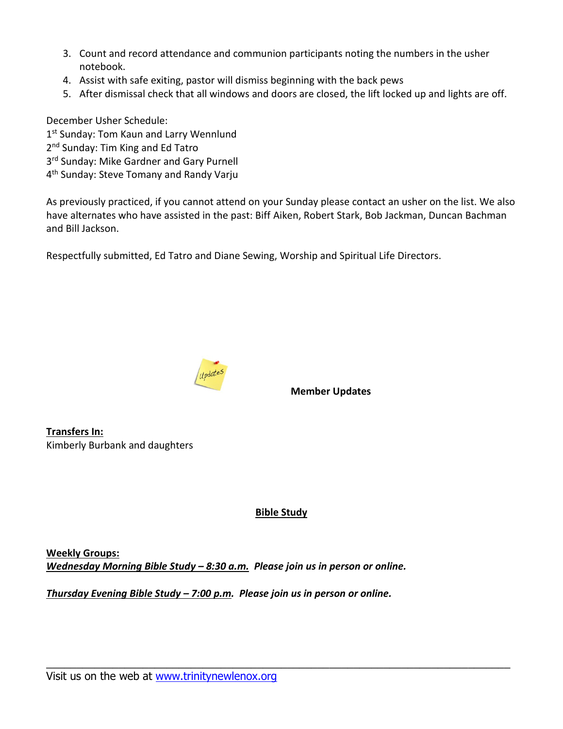3. Count and record attendance and communion participants noting the numbers in the usher notebook.
4. Assist with safe exiting, pastor will dismiss beginning with the back pews
5. After dismissal check that all windows and doors are closed, the lift locked up and lights are off.

December Usher Schedule:
1st Sunday: Tom Kaun and Larry Wennlund
2nd Sunday: Tim King and Ed Tatro
3rd Sunday: Mike Gardner and Gary Purnell
4th Sunday: Steve Tomany and Randy Varju

As previously practiced, if you cannot attend on your Sunday please contact an usher on the list. We also have alternates who have assisted in the past: Biff Aiken, Robert Stark, Bob Jackman, Duncan Bachman and Bill Jackson.

Respectfully submitted, Ed Tatro and Diane Sewing, Worship and Spiritual Life Directors.

**Member Updates**

**Transfers In:**
Kimberly Burbank and daughters

## Bible Study

**Weekly Groups:**
***Wednesday Morning Bible Study – 8:30 a.m.*** ***Please join us in person or online.***

***Thursday Evening Bible Study – 7:00 p.m.*** ***Please join us in person or online.***

Visit us on the web at www.trinitynewlenox.org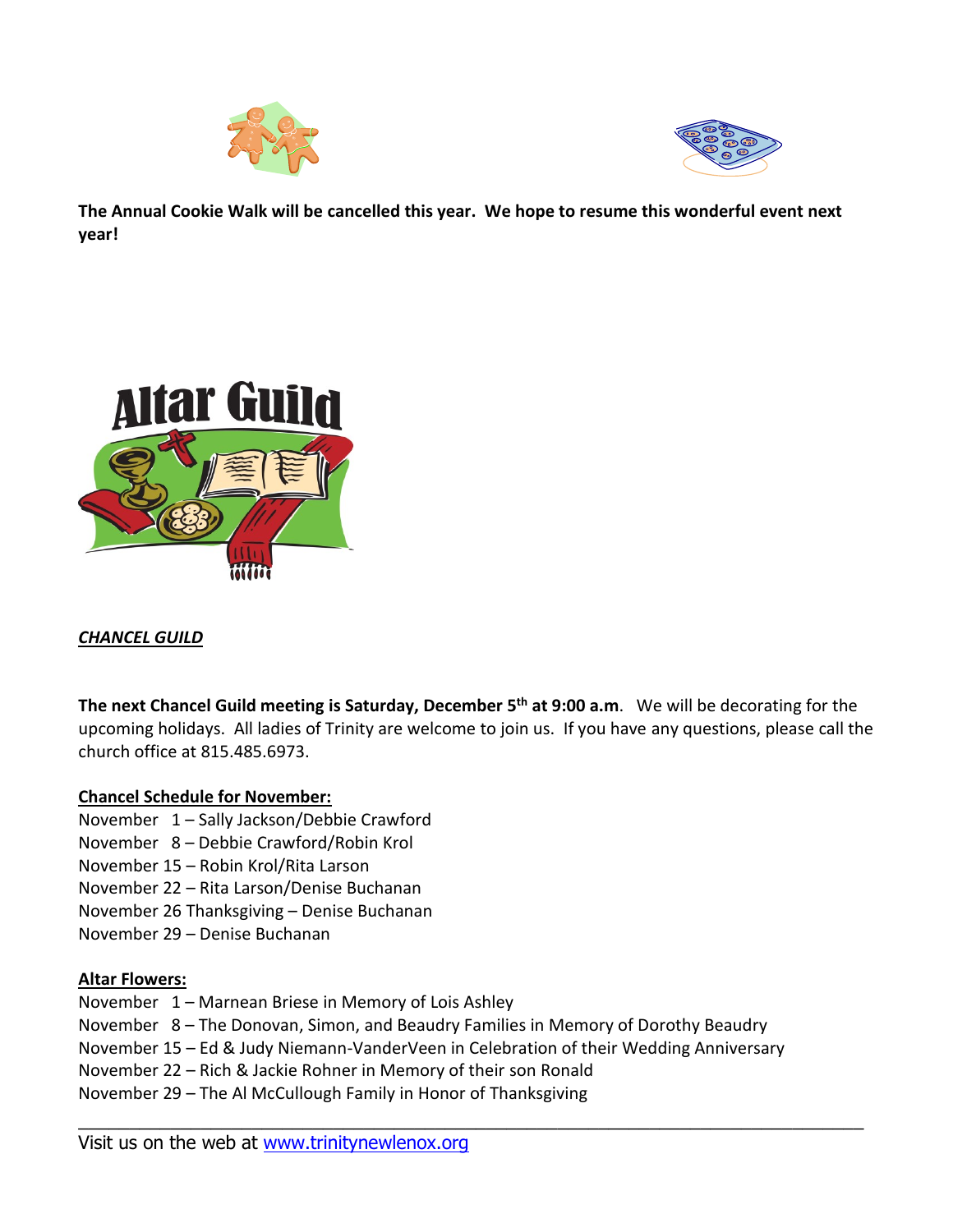**The Annual Cookie Walk will be cancelled this year. We hope to resume this wonderful event next year!**

***CHANCEL GUILD***

**The next Chancel Guild meeting is Saturday, December 5th at 9:00 a.m**. We will be decorating for the upcoming holidays. All ladies of Trinity are welcome to join us. If you have any questions, please call the church office at 815.485.6973.

**Chancel Schedule for November:**

November 1 – Sally Jackson/Debbie Crawford
November 8 – Debbie Crawford/Robin Krol
November 15 – Robin Krol/Rita Larson
November 22 – Rita Larson/Denise Buchanan
November 26 Thanksgiving – Denise Buchanan
November 29 – Denise Buchanan

**Altar Flowers:**

November 1 – Marnean Briese in Memory of Lois Ashley
November 8 – The Donovan, Simon, and Beaudry Families in Memory of Dorothy Beaudry
November 15 – Ed & Judy Niemann-VanderVeen in Celebration of their Wedding Anniversary
November 22 – Rich & Jackie Rohner in Memory of their son Ronald
November 29 – The Al McCullough Family in Honor of Thanksgiving

Visit us on the web at www.trinitynewlenox.org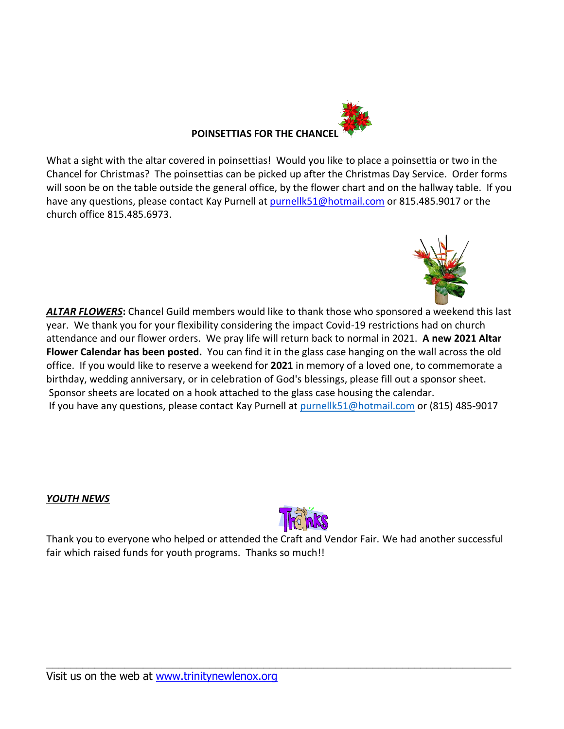## POINSETTIAS FOR THE CHANCEL

What a sight with the altar covered in poinsettias! Would you like to place a poinsettia or two in the Chancel for Christmas? The poinsettias can be picked up after the Christmas Day Service. Order forms will soon be on the table outside the general office, by the flower chart and on the hallway table. If you have any questions, please contact Kay Purnell at purnellk51@hotmail.com or 815.485.9017 or the church office 815.485.6973.

***ALTAR FLOWERS*****:** Chancel Guild members would like to thank those who sponsored a weekend this last year. We thank you for your flexibility considering the impact Covid-19 restrictions had on church attendance and our flower orders. We pray life will return back to normal in 2021. **A new 2021 Altar Flower Calendar has been posted.** You can find it in the glass case hanging on the wall across the old office. If you would like to reserve a weekend for **2021** in memory of a loved one, to commemorate a birthday, wedding anniversary, or in celebration of God's blessings, please fill out a sponsor sheet. Sponsor sheets are located on a hook attached to the glass case housing the calendar.
If you have any questions, please contact Kay Purnell at purnellk51@hotmail.com or (815) 485-9017

***YOUTH NEWS***

Thank you to everyone who helped or attended the Craft and Vendor Fair. We had another successful fair which raised funds for youth programs. Thanks so much!!

Visit us on the web at www.trinitynewlenox.org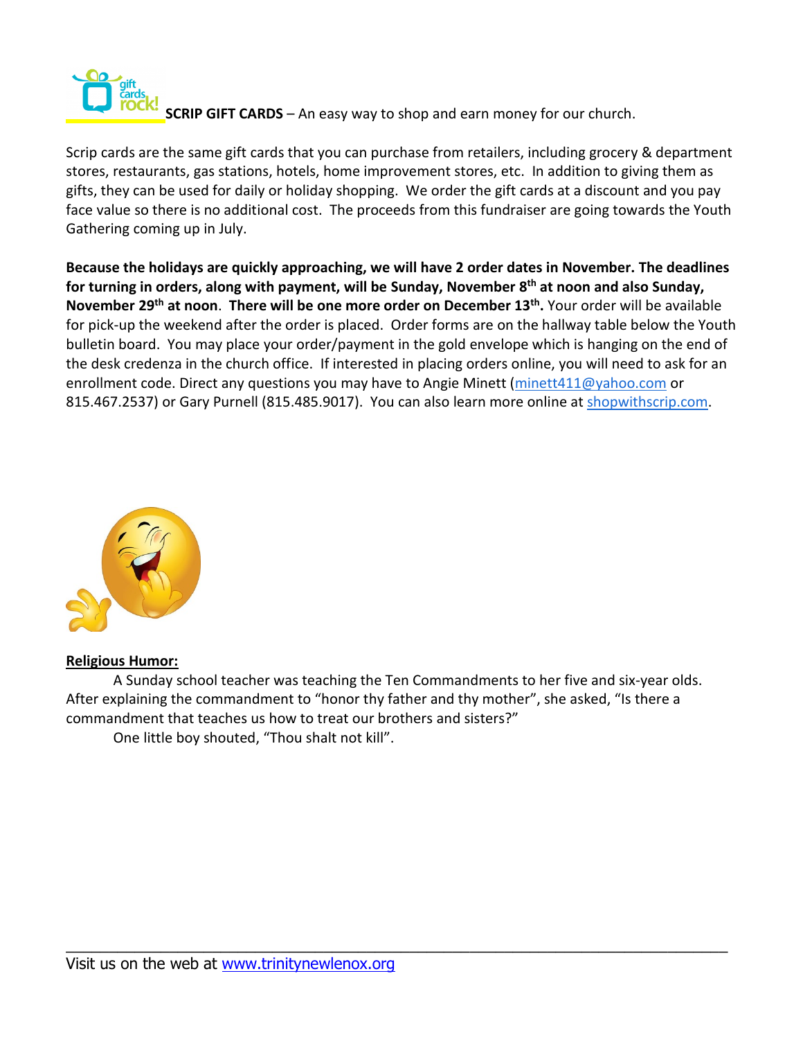**SCRIP GIFT CARDS** – An easy way to shop and earn money for our church.

Scrip cards are the same gift cards that you can purchase from retailers, including grocery & department stores, restaurants, gas stations, hotels, home improvement stores, etc. In addition to giving them as gifts, they can be used for daily or holiday shopping. We order the gift cards at a discount and you pay face value so there is no additional cost. The proceeds from this fundraiser are going towards the Youth Gathering coming up in July.

**Because the holidays are quickly approaching, we will have 2 order dates in November. The deadlines for turning in orders, along with payment, will be Sunday, November 8th at noon and also Sunday, November 29th at noon. There will be one more order on December 13th.** Your order will be available for pick-up the weekend after the order is placed. Order forms are on the hallway table below the Youth bulletin board. You may place your order/payment in the gold envelope which is hanging on the end of the desk credenza in the church office. If interested in placing orders online, you will need to ask for an enrollment code. Direct any questions you may have to Angie Minett (minett411@yahoo.com or 815.467.2537) or Gary Purnell (815.485.9017). You can also learn more online at shopwithscrip.com.

**Religious Humor:**

A Sunday school teacher was teaching the Ten Commandments to her five and six-year olds. After explaining the commandment to "honor thy father and thy mother", she asked, "Is there a commandment that teaches us how to treat our brothers and sisters?"

One little boy shouted, "Thou shalt not kill".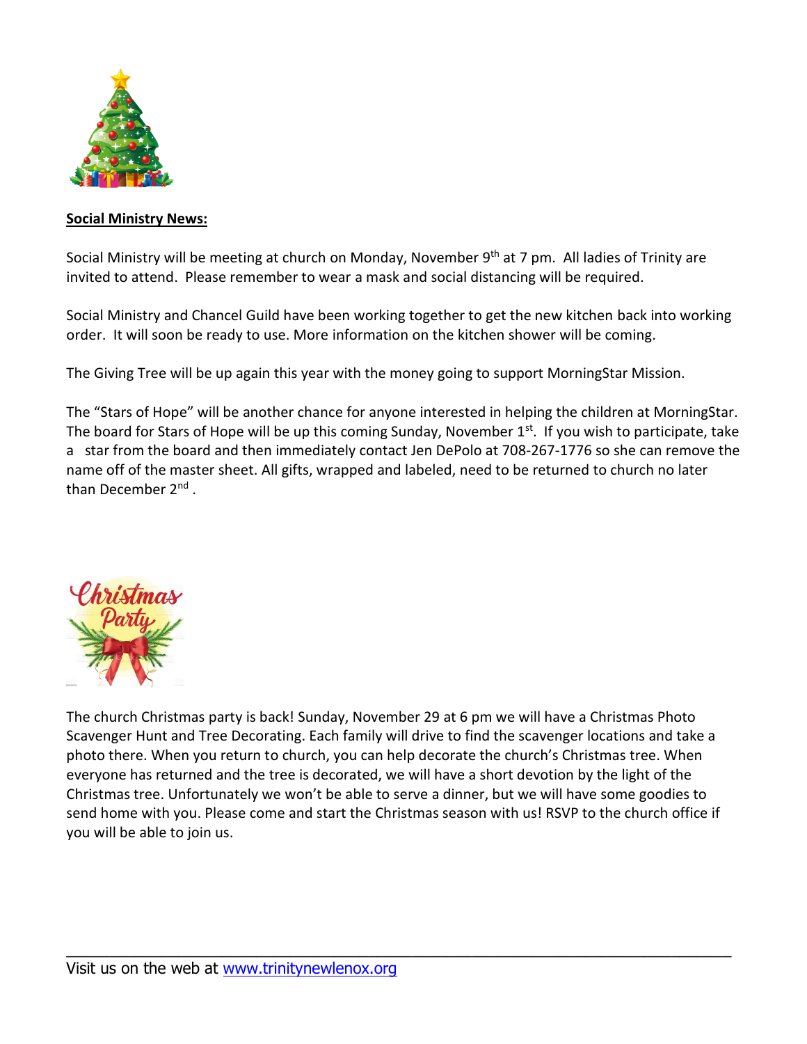**Social Ministry News:**

Social Ministry will be meeting at church on Monday, November 9th at 7 pm. All ladies of Trinity are invited to attend. Please remember to wear a mask and social distancing will be required.

Social Ministry and Chancel Guild have been working together to get the new kitchen back into working order. It will soon be ready to use. More information on the kitchen shower will be coming.

The Giving Tree will be up again this year with the money going to support MorningStar Mission.

The "Stars of Hope" will be another chance for anyone interested in helping the children at MorningStar. The board for Stars of Hope will be up this coming Sunday, November 1st. If you wish to participate, take a star from the board and then immediately contact Jen DePolo at 708-267-1776 so she can remove the name off of the master sheet. All gifts, wrapped and labeled, need to be returned to church no later than December 2nd.

The church Christmas party is back! Sunday, November 29 at 6 pm we will have a Christmas Photo Scavenger Hunt and Tree Decorating. Each family will drive to find the scavenger locations and take a photo there. When you return to church, you can help decorate the church's Christmas tree. When everyone has returned and the tree is decorated, we will have a short devotion by the light of the Christmas tree. Unfortunately we won't be able to serve a dinner, but we will have some goodies to send home with you. Please come and start the Christmas season with us! RSVP to the church office if you will be able to join us.

---

Visit us on the web at [www.trinitynewlenox.org](http://www.trinitynewlenox.org)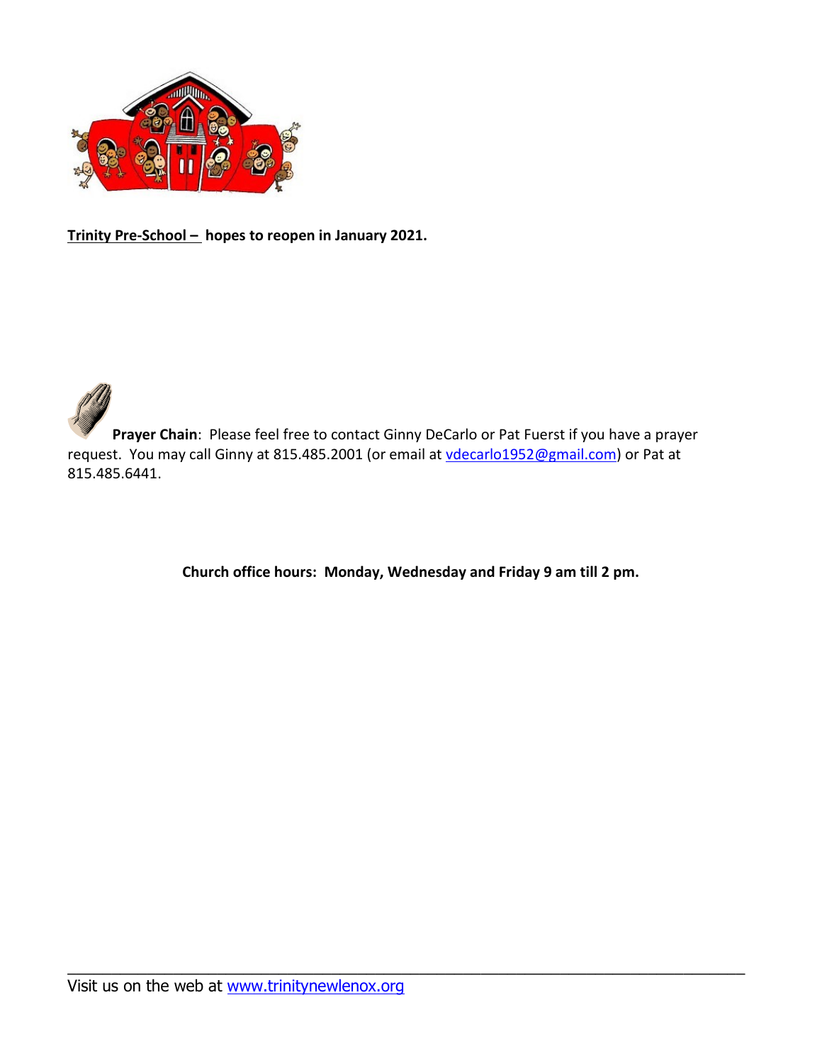**<u>Trinity Pre-School –</u> hopes to reopen in January 2021.**

**Prayer Chain**: Please feel free to contact Ginny DeCarlo or Pat Fuerst if you have a prayer request. You may call Ginny at 815.485.2001 (or email at vdecarlo1952@gmail.com) or Pat at 815.485.6441.

**Church office hours: Monday, Wednesday and Friday 9 am till 2 pm.**

Visit us on the web at www.trinitynewlenox.org